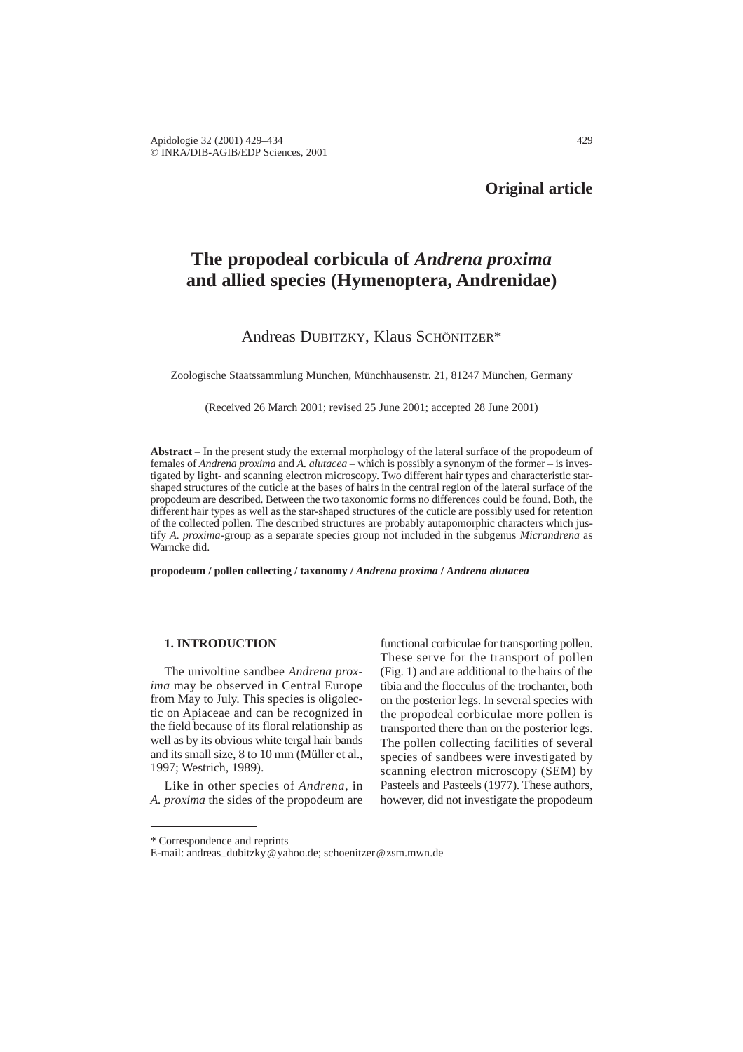**Original article**

# The propodeal corbicula of *Andrena proxima* and allied species (Hymenoptera, Andrenidae)

Andreas DUBITZKY, Klaus SCHÖNITZER*

Zoologische Staatssammlung München, Münchhausenstr. 21, 81247 München, Germany

(Received 26 March 2001; revised 25 June 2001; accepted 28 June 2001)

**Abstract** – In the present study the external morphology of the lateral surface of the propodeum of females of *Andrena proxima* and *A. alutacea* – which is possibly a synonym of the former – is investigated by light- and scanning electron microscopy. Two different hair types and characteristic star-shaped structures of the cuticle at the bases of hairs in the central region of the lateral surface of the propodeum are described. Between the two taxonomic forms no differences could be found. Both, the different hair types as well as the star-shaped structures of the cuticle are possibly used for retention of the collected pollen. The described structures are probably autapomorphic characters which justify *A. proxima*-group as a separate species group not included in the subgenus *Micrandrena* as Warncke did.

**propodeum / pollen collecting / taxonomy / *Andrena proxima* / *Andrena alutacea***

## 1. INTRODUCTION

The univoltine sandbee *Andrena proxima* may be observed in Central Europe from May to July. This species is oligolectic on Apiaceae and can be recognized in the field because of its floral relationship as well as by its obvious white tergal hair bands and its small size, 8 to 10 mm (Müller et al., 1997; Westrich, 1989).

Like in other species of *Andrena*, in *A. proxima* the sides of the propodeum are functional corbiculae for transporting pollen. These serve for the transport of pollen (Fig. 1) and are additional to the hairs of the tibia and the flocculus of the trochanter, both on the posterior legs. In several species with the propodeal corbiculae more pollen is transported there than on the posterior legs. The pollen collecting facilities of several species of sandbees were investigated by scanning electron microscopy (SEM) by Pasteels and Pasteels (1977). These authors, however, did not investigate the propodeum

---

\* Correspondence and reprints
E-mail: andreas_dubitzky@yahoo.de; schoenitzer@zsm.mwn.de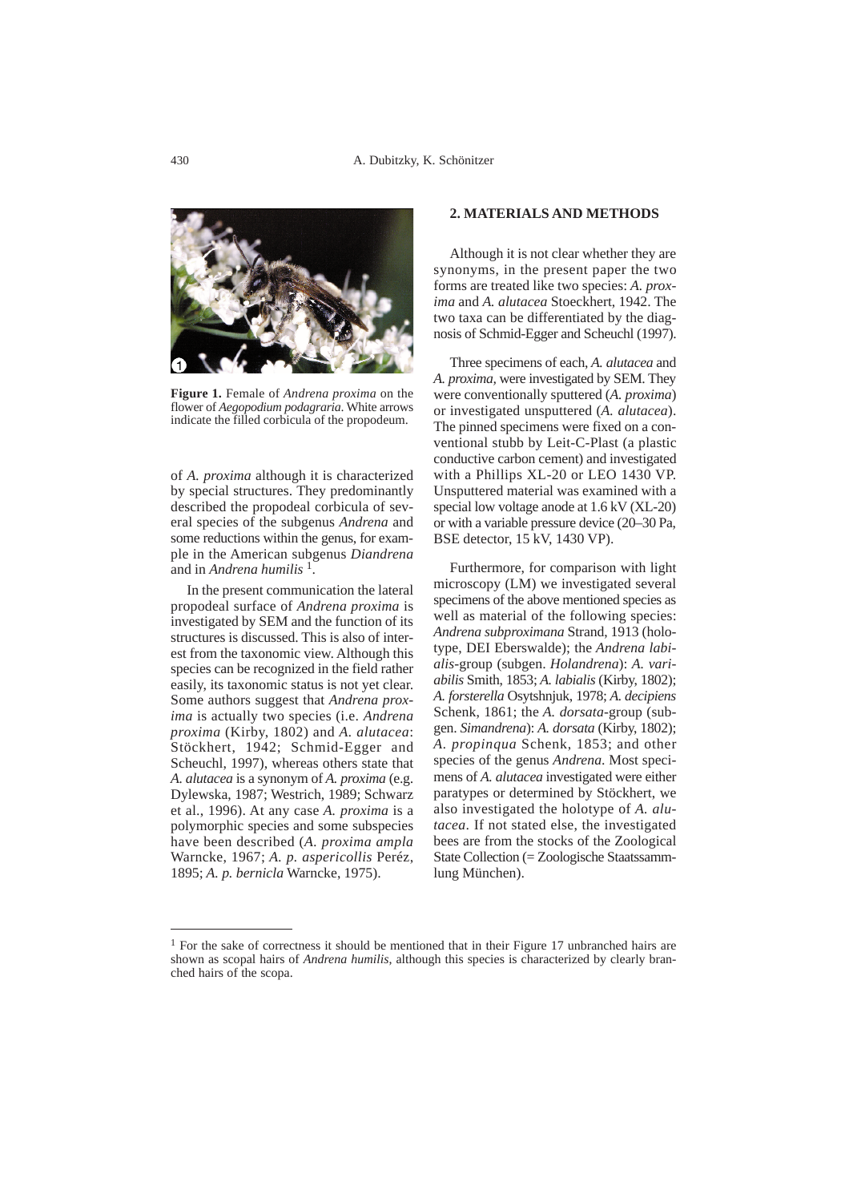**Figure 1.** Female of *Andrena proxima* on the flower of *Aegopodium podagraria*. White arrows indicate the filled corbicula of the propodeum.

of *A. proxima* although it is characterized by special structures. They predominantly described the propodeal corbicula of several species of the subgenus *Andrena* and some reductions within the genus, for example in the American subgenus *Diandrena* and in *Andrena humilis* [1].

In the present communication the lateral propodeal surface of *Andrena proxima* is investigated by SEM and the function of its structures is discussed. This is also of interest from the taxonomic view. Although this species can be recognized in the field rather easily, its taxonomic status is not yet clear. Some authors suggest that *Andrena proxima* is actually two species (i.e. *Andrena proxima* (Kirby, 1802) and *A. alutacea*: Stöckhert, 1942; Schmid-Egger and Scheuchl, 1997), whereas others state that *A. alutacea* is a synonym of *A. proxima* (e.g. Dylewska, 1987; Westrich, 1989; Schwarz et al., 1996). At any case *A. proxima* is a polymorphic species and some subspecies have been described (*A. proxima ampla* Warncke, 1967; *A. p. aspericollis* Peréz, 1895; *A. p. bernicla* Warncke, 1975).

## 2. MATERIALS AND METHODS

Although it is not clear whether they are synonyms, in the present paper the two forms are treated like two species: *A. proxima* and *A. alutacea* Stoeckhert, 1942. The two taxa can be differentiated by the diagnosis of Schmid-Egger and Scheuchl (1997).

Three specimens of each, *A. alutacea* and *A. proxima*, were investigated by SEM. They were conventionally sputtered (*A. proxima*) or investigated unsputtered (*A. alutacea*). The pinned specimens were fixed on a conventional stubb by Leit-C-Plast (a plastic conductive carbon cement) and investigated with a Phillips XL-20 or LEO 1430 VP. Unsputtered material was examined with a special low voltage anode at 1.6 kV (XL-20) or with a variable pressure device (20–30 Pa, BSE detector, 15 kV, 1430 VP).

Furthermore, for comparison with light microscopy (LM) we investigated several specimens of the above mentioned species as well as material of the following species: *Andrena subproximana* Strand, 1913 (holotype, DEI Eberswalde); the *Andrena labialis*-group (subgen. *Holandrena*): *A. variabilis* Smith, 1853; *A. labialis* (Kirby, 1802); *A. forsterella* Osytshnjuk, 1978; *A. decipiens* Schenk, 1861; the *A. dorsata*-group (subgen. *Simandrena*): *A. dorsata* (Kirby, 1802); *A. propinqua* Schenk, 1853; and other species of the genus *Andrena*. Most specimens of *A. alutacea* investigated were either paratypes or determined by Stöckhert, we also investigated the holotype of *A. alutacea*. If not stated else, the investigated bees are from the stocks of the Zoological State Collection (= Zoologische Staatssammlung München).

[1] For the sake of correctness it should be mentioned that in their Figure 17 unbranched hairs are shown as scopal hairs of *Andrena humilis*, although this species is characterized by clearly branched hairs of the scopa.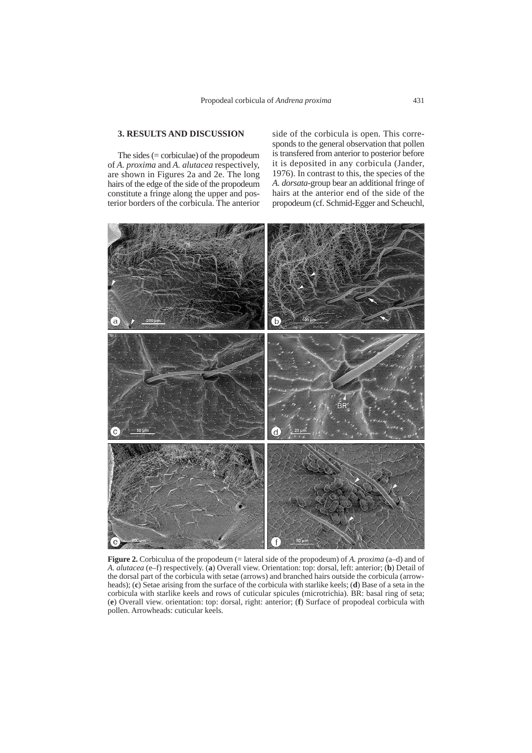## 3. RESULTS AND DISCUSSION

The sides (= corbiculae) of the propodeum of *A. proxima* and *A. alutacea* respectively, are shown in Figures 2a and 2e. The long hairs of the edge of the side of the propodeum constitute a fringe along the upper and posterior borders of the corbicula. The anterior side of the corbicula is open. This corresponds to the general observation that pollen is transfered from anterior to posterior before it is deposited in any corbicula (Jander, 1976). In contrast to this, the species of the *A. dorsata*-group bear an additional fringe of hairs at the anterior end of the side of the propodeum (cf. Schmid-Egger and Scheuchl,

**Figure 2.** Corbiculua of the propodeum (= lateral side of the propodeum) of *A. proxima* (a–d) and of *A. alutacea* (e–f) respectively. (**a**) Overall view. Orientation: top: dorsal, left: anterior; (**b**) Detail of the dorsal part of the corbicula with setae (arrows) and branched hairs outside the corbicula (arrowheads); (**c**) Setae arising from the surface of the corbicula with starlike keels; (**d**) Base of a seta in the corbicula with starlike keels and rows of cuticular spicules (microtrichia). BR: basal ring of seta; (**e**) Overall view. orientation: top: dorsal, right: anterior; (**f**) Surface of propodeal corbicula with pollen. Arrowheads: cuticular keels.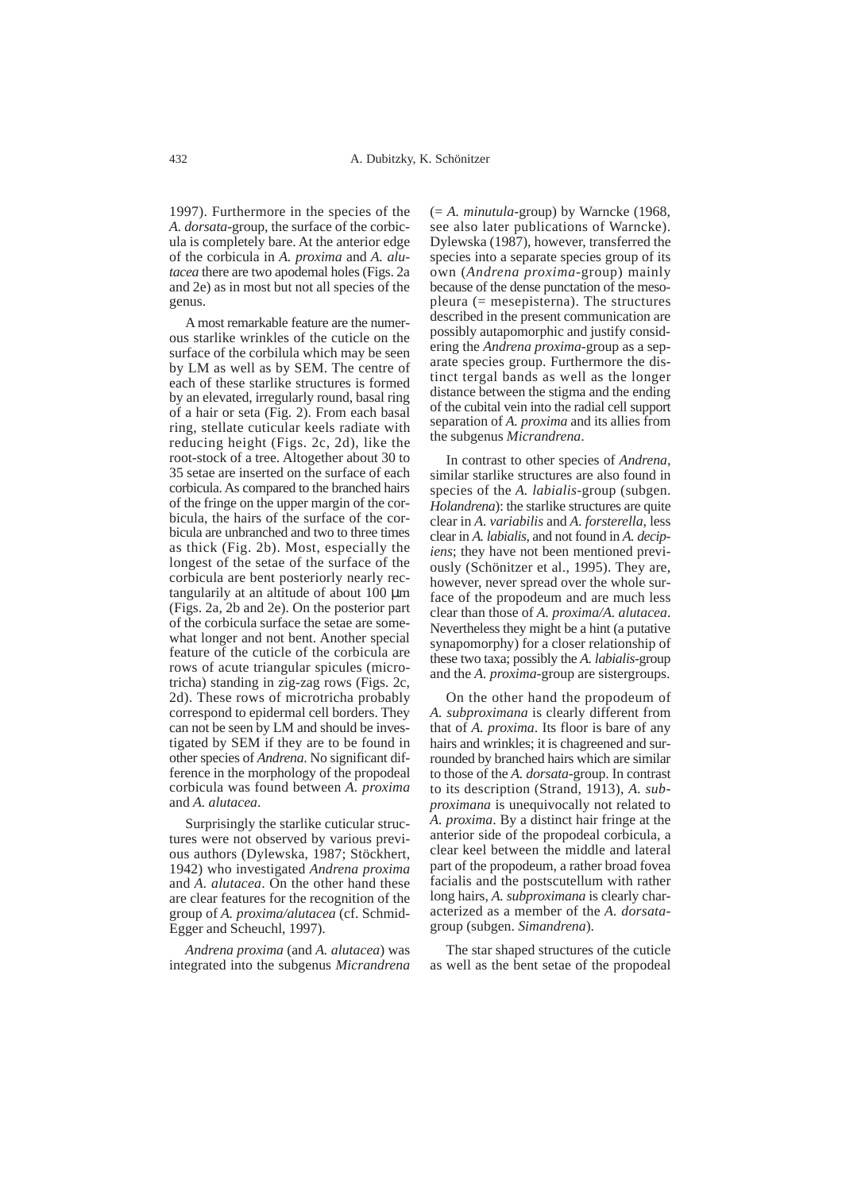1997). Furthermore in the species of the *A. dorsata*-group, the surface of the corbicula is completely bare. At the anterior edge of the corbicula in *A. proxima* and *A. alutacea* there are two apodemal holes (Figs. 2a and 2e) as in most but not all species of the genus.

A most remarkable feature are the numerous starlike wrinkles of the cuticle on the surface of the corbilula which may be seen by LM as well as by SEM. The centre of each of these starlike structures is formed by an elevated, irregularly round, basal ring of a hair or seta (Fig. 2). From each basal ring, stellate cuticular keels radiate with reducing height (Figs. 2c, 2d), like the root-stock of a tree. Altogether about 30 to 35 setae are inserted on the surface of each corbicula. As compared to the branched hairs of the fringe on the upper margin of the corbicula, the hairs of the surface of the corbicula are unbranched and two to three times as thick (Fig. 2b). Most, especially the longest of the setae of the surface of the corbicula are bent posteriorly nearly rectangularly at an altitude of about 100 µm (Figs. 2a, 2b and 2e). On the posterior part of the corbicula surface the setae are somewhat longer and not bent. Another special feature of the cuticle of the corbicula are rows of acute triangular spicules (microtricha) standing in zig-zag rows (Figs. 2c, 2d). These rows of microtricha probably correspond to epidermal cell borders. They can not be seen by LM and should be investigated by SEM if they are to be found in other species of *Andrena*. No significant difference in the morphology of the propodeal corbicula was found between *A. proxima* and *A. alutacea*.

Surprisingly the starlike cuticular structures were not observed by various previous authors (Dylewska, 1987; Stöckhert, 1942) who investigated *Andrena proxima* and *A. alutacea*. On the other hand these are clear features for the recognition of the group of *A. proxima/alutacea* (cf. Schmid-Egger and Scheuchl, 1997).

*Andrena proxima* (and *A. alutacea*) was integrated into the subgenus *Micrandrena* (= *A. minutula*-group) by Warncke (1968, see also later publications of Warncke). Dylewska (1987), however, transferred the species into a separate species group of its own (*Andrena proxima*-group) mainly because of the dense punctation of the mesopleura (= mesepisterna). The structures described in the present communication are possibly autapomorphic and justify considering the *Andrena proxima*-group as a separate species group. Furthermore the distinct tergal bands as well as the longer distance between the stigma and the ending of the cubital vein into the radial cell support separation of *A. proxima* and its allies from the subgenus *Micrandrena*.

In contrast to other species of *Andrena*, similar starlike structures are also found in species of the *A. labialis*-group (subgen. *Holandrena*): the starlike structures are quite clear in *A. variabilis* and *A. forsterella*, less clear in *A. labialis*, and not found in *A. decipiens*; they have not been mentioned previously (Schönitzer et al., 1995). They are, however, never spread over the whole surface of the propodeum and are much less clear than those of *A. proxima/A. alutacea*. Nevertheless they might be a hint (a putative synapomorphy) for a closer relationship of these two taxa; possibly the *A. labialis*-group and the *A. proxima*-group are sistergroups.

On the other hand the propodeum of *A. subproximana* is clearly different from that of *A. proxima*. Its floor is bare of any hairs and wrinkles; it is chagreened and surrounded by branched hairs which are similar to those of the *A. dorsata*-group. In contrast to its description (Strand, 1913), *A. subproximana* is unequivocally not related to *A. proxima*. By a distinct hair fringe at the anterior side of the propodeal corbicula, a clear keel between the middle and lateral part of the propodeum, a rather broad fovea facialis and the postscutellum with rather long hairs, *A. subproximana* is clearly characterized as a member of the *A. dorsata*-group (subgen. *Simandrena*).

The star shaped structures of the cuticle as well as the bent setae of the propodeal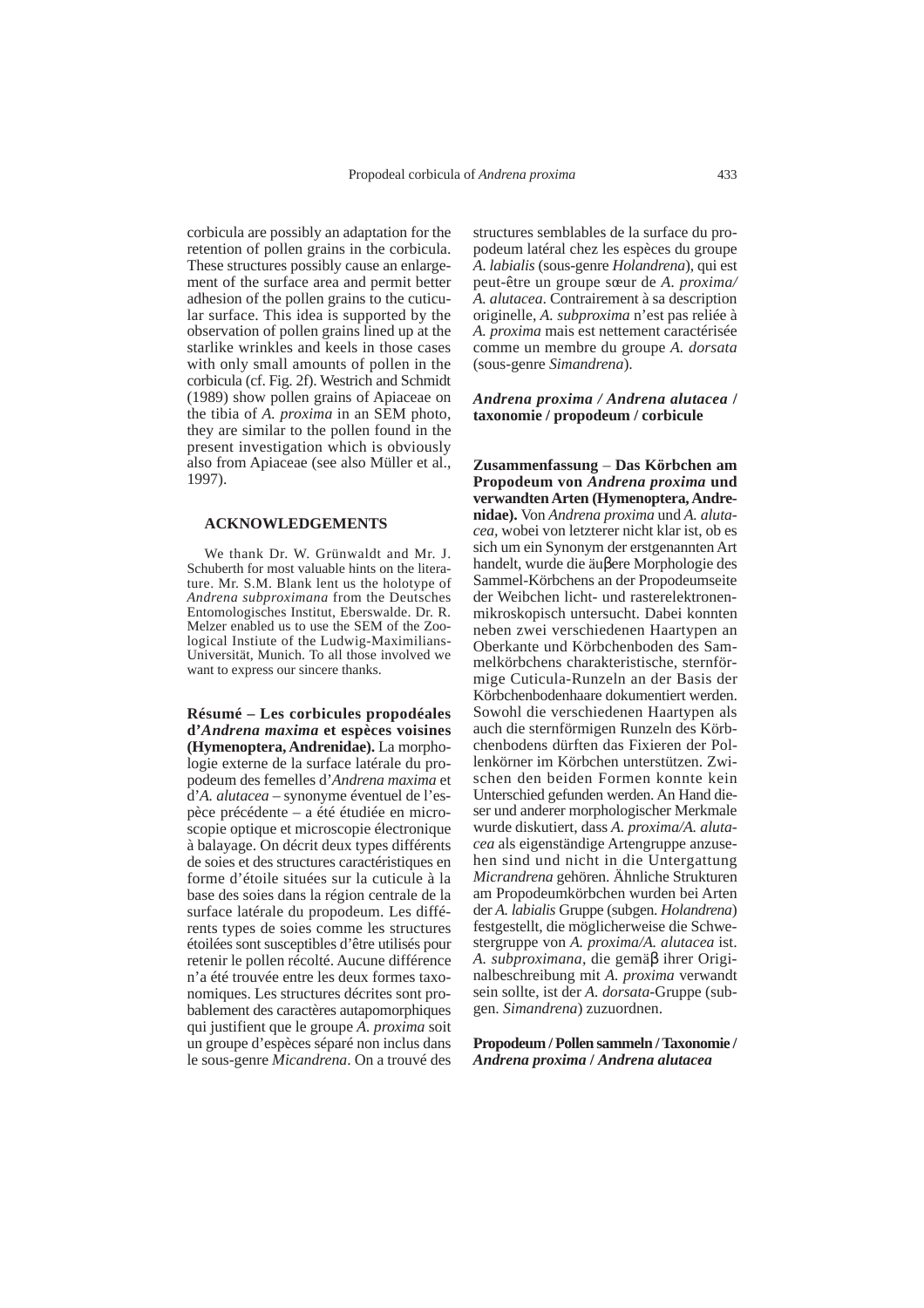corbicula are possibly an adaptation for the retention of pollen grains in the corbicula. These structures possibly cause an enlargement of the surface area and permit better adhesion of the pollen grains to the cuticular surface. This idea is supported by the observation of pollen grains lined up at the starlike wrinkles and keels in those cases with only small amounts of pollen in the corbicula (cf. Fig. 2f). Westrich and Schmidt (1989) show pollen grains of Apiaceae on the tibia of *A. proxima* in an SEM photo, they are similar to the pollen found in the present investigation which is obviously also from Apiaceae (see also Müller et al., 1997).

## ACKNOWLEDGEMENTS

We thank Dr. W. Grünwaldt and Mr. J. Schuberth for most valuable hints on the literature. Mr. S.M. Blank lent us the holotype of *Andrena subproximana* from the Deutsches Entomologisches Institut, Eberswalde. Dr. R. Melzer enabled us to use the SEM of the Zoological Instiute of the Ludwig-Maximilians-Universität, Munich. To all those involved we want to express our sincere thanks.

**Résumé – Les corbicules propodéales d'*Andrena maxima* et espèces voisines (Hymenoptera, Andrenidae).** La morphologie externe de la surface latérale du propodeum des femelles d'*Andrena maxima* et d'*A. alutacea* – synonyme éventuel de l'espèce précédente – a été étudiée en microscopie optique et microscopie électronique à balayage. On décrit deux types différents de soies et des structures caractéristiques en forme d'étoile situées sur la cuticule à la base des soies dans la région centrale de la surface latérale du propodeum. Les différents types de soies comme les structures étoilées sont susceptibles d'être utilisés pour retenir le pollen récolté. Aucune différence n'a été trouvée entre les deux formes taxonomiques. Les structures décrites sont probablement des caractères autapomorphiques qui justifient que le groupe *A. proxima* soit un groupe d'espèces séparé non inclus dans le sous-genre *Micandrena*. On a trouvé des structures semblables de la surface du propodeum latéral chez les espèces du groupe *A. labialis* (sous-genre *Holandrena*), qui est peut-être un groupe sœur de *A. proxima/ A. alutacea*. Contrairement à sa description originelle, *A. subproxima* n'est pas reliée à *A. proxima* mais est nettement caractérisée comme un membre du groupe *A. dorsata* (sous-genre *Simandrena*).

***Andrena proxima / Andrena alutacea* / taxonomie / propodeum / corbicule**

**Zusammenfassung – Das Körbchen am Propodeum von *Andrena proxima* und verwandten Arten (Hymenoptera, Andrenidae).** Von *Andrena proxima* und *A. alutacea*, wobei von letzterer nicht klar ist, ob es sich um ein Synonym der erstgenannten Art handelt, wurde die äuβere Morphologie des Sammel-Körbchens an der Propodeumseite der Weibchen licht- und rasterelektronenmikroskopisch untersucht. Dabei konnten neben zwei verschiedenen Haartypen an Oberkante und Körbchenboden des Sammelkörbchens charakteristische, sternförmige Cuticula-Runzeln an der Basis der Körbchenbodenhaare dokumentiert werden. Sowohl die verschiedenen Haartypen als auch die sternförmigen Runzeln des Körbchenbodens dürften das Fixieren der Pollenkörner im Körbchen unterstützen. Zwischen den beiden Formen konnte kein Unterschied gefunden werden. An Hand dieser und anderer morphologischer Merkmale wurde diskutiert, dass *A. proxima/A. alutacea* als eigenständige Artengruppe anzusehen sind und nicht in die Untergattung *Micrandrena* gehören. Ähnliche Strukturen am Propodeumkörbchen wurden bei Arten der *A. labialis* Gruppe (subgen. *Holandrena*) festgestellt, die möglicherweise die Schwestergruppe von *A. proxima/A. alutacea* ist. *A. subproximana*, die gemäβ ihrer Originalbeschreibung mit *A. proxima* verwandt sein sollte, ist der *A. dorsata*-Gruppe (subgen. *Simandrena*) zuzuordnen.

**Propodeum / Pollen sammeln / Taxonomie / *Andrena proxima* / *Andrena alutacea***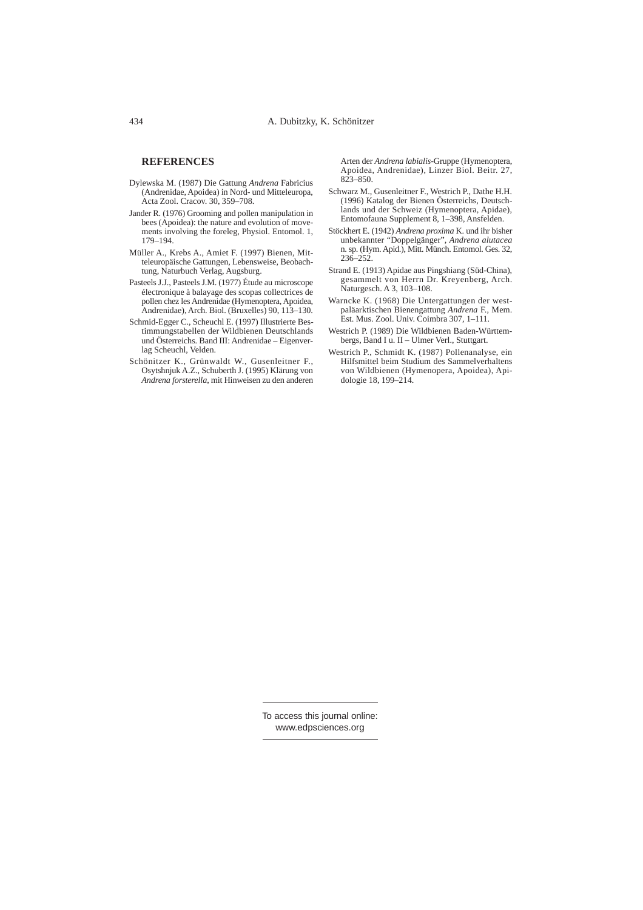## REFERENCES

Dylewska M. (1987) Die Gattung *Andrena* Fabricius (Andrenidae, Apoidea) in Nord- und Mitteleuropa, Acta Zool. Cracov. 30, 359–708.

Jander R. (1976) Grooming and pollen manipulation in bees (Apoidea): the nature and evolution of movements involving the foreleg, Physiol. Entomol. 1, 179–194.

Müller A., Krebs A., Amiet F. (1997) Bienen, Mitteleuropäische Gattungen, Lebensweise, Beobachtung, Naturbuch Verlag, Augsburg.

Pasteels J.J., Pasteels J.M. (1977) Étude au microscope électronique à balayage des scopas collectrices de pollen chez les Andrenidae (Hymenoptera, Apoidea, Andrenidae), Arch. Biol. (Bruxelles) 90, 113–130.

Schmid-Egger C., Scheuchl E. (1997) Illustrierte Bestimmungstabellen der Wildbienen Deutschlands und Österreichs. Band III: Andrenidae – Eigenverlag Scheuchl, Velden.

Schönitzer K., Grünwaldt W., Gusenleitner F., Osytshnjuk A.Z., Schuberth J. (1995) Klärung von *Andrena forsterella*, mit Hinweisen zu den anderen Arten der *Andrena labialis*-Gruppe (Hymenoptera, Apoidea, Andrenidae), Linzer Biol. Beitr. 27, 823–850.

Schwarz M., Gusenleitner F., Westrich P., Dathe H.H. (1996) Katalog der Bienen Österreichs, Deutschlands und der Schweiz (Hymenoptera, Apidae), Entomofauna Supplement 8, 1–398, Ansfelden.

Stöckhert E. (1942) *Andrena proxima* K. und ihr bisher unbekannter "Doppelgänger", *Andrena alutacea* n. sp. (Hym. Apid.), Mitt. Münch. Entomol. Ges. 32, 236–252.

Strand E. (1913) Apidae aus Pingshiang (Süd-China), gesammelt von Herrn Dr. Kreyenberg, Arch. Naturgesch. A 3, 103–108.

Warncke K. (1968) Die Untergattungen der westpaläarktischen Bienengattung *Andrena* F., Mem. Est. Mus. Zool. Univ. Coimbra 307, 1–111.

Westrich P. (1989) Die Wildbienen Baden-Württembergs, Band I u. II – Ulmer Verl., Stuttgart.

Westrich P., Schmidt K. (1987) Pollenanalyse, ein Hilfsmittel beim Studium des Sammelverhaltens von Wildbienen (Hymenopera, Apoidea), Apidologie 18, 199–214.

To access this journal online:
www.edpsciences.org